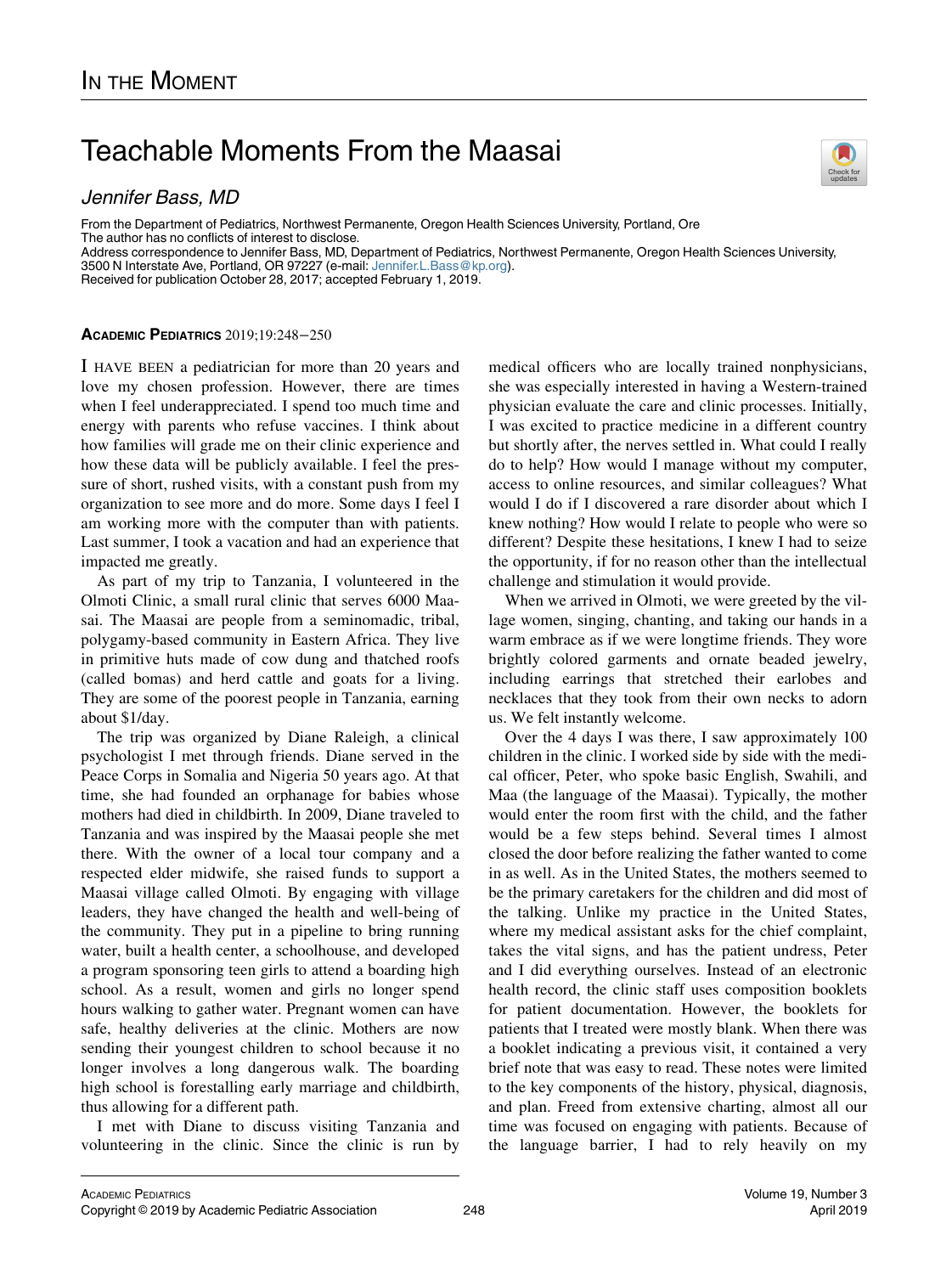## In the Moment

# Teachable Moments From the Maasai

*Jennifer Bass, MD*

From the Department of Pediatrics, Northwest Permanente, Oregon Health Sciences University, Portland, Ore
The author has no conflicts of interest to disclose.
Address correspondence to Jennifer Bass, MD, Department of Pediatrics, Northwest Permanente, Oregon Health Sciences University, 3500 N Interstate Ave, Portland, OR 97227 (e-mail: Jennifer.L.Bass@kp.org).
Received for publication October 28, 2017; accepted February 1, 2019.

**Academic Pediatrics** 2019;19:248−250

I have been a pediatrician for more than 20 years and love my chosen profession. However, there are times when I feel underappreciated. I spend too much time and energy with parents who refuse vaccines. I think about how families will grade me on their clinic experience and how these data will be publicly available. I feel the pressure of short, rushed visits, with a constant push from my organization to see more and do more. Some days I feel I am working more with the computer than with patients. Last summer, I took a vacation and had an experience that impacted me greatly.

As part of my trip to Tanzania, I volunteered in the Olmoti Clinic, a small rural clinic that serves 6000 Maasai. The Maasai are people from a seminomadic, tribal, polygamy-based community in Eastern Africa. They live in primitive huts made of cow dung and thatched roofs (called bomas) and herd cattle and goats for a living. They are some of the poorest people in Tanzania, earning about $1/day.

The trip was organized by Diane Raleigh, a clinical psychologist I met through friends. Diane served in the Peace Corps in Somalia and Nigeria 50 years ago. At that time, she had founded an orphanage for babies whose mothers had died in childbirth. In 2009, Diane traveled to Tanzania and was inspired by the Maasai people she met there. With the owner of a local tour company and a respected elder midwife, she raised funds to support a Maasai village called Olmoti. By engaging with village leaders, they have changed the health and well-being of the community. They put in a pipeline to bring running water, built a health center, a schoolhouse, and developed a program sponsoring teen girls to attend a boarding high school. As a result, women and girls no longer spend hours walking to gather water. Pregnant women can have safe, healthy deliveries at the clinic. Mothers are now sending their youngest children to school because it no longer involves a long dangerous walk. The boarding high school is forestalling early marriage and childbirth, thus allowing for a different path.

I met with Diane to discuss visiting Tanzania and volunteering in the clinic. Since the clinic is run by medical officers who are locally trained nonphysicians, she was especially interested in having a Western-trained physician evaluate the care and clinic processes. Initially, I was excited to practice medicine in a different country but shortly after, the nerves settled in. What could I really do to help? How would I manage without my computer, access to online resources, and similar colleagues? What would I do if I discovered a rare disorder about which I knew nothing? How would I relate to people who were so different? Despite these hesitations, I knew I had to seize the opportunity, if for no reason other than the intellectual challenge and stimulation it would provide.

When we arrived in Olmoti, we were greeted by the village women, singing, chanting, and taking our hands in a warm embrace as if we were longtime friends. They wore brightly colored garments and ornate beaded jewelry, including earrings that stretched their earlobes and necklaces that they took from their own necks to adorn us. We felt instantly welcome.

Over the 4 days I was there, I saw approximately 100 children in the clinic. I worked side by side with the medical officer, Peter, who spoke basic English, Swahili, and Maa (the language of the Maasai). Typically, the mother would enter the room first with the child, and the father would be a few steps behind. Several times I almost closed the door before realizing the father wanted to come in as well. As in the United States, the mothers seemed to be the primary caretakers for the children and did most of the talking. Unlike my practice in the United States, where my medical assistant asks for the chief complaint, takes the vital signs, and has the patient undress, Peter and I did everything ourselves. Instead of an electronic health record, the clinic staff uses composition booklets for patient documentation. However, the booklets for patients that I treated were mostly blank. When there was a booklet indicating a previous visit, it contained a very brief note that was easy to read. These notes were limited to the key components of the history, physical, diagnosis, and plan. Freed from extensive charting, almost all our time was focused on engaging with patients. Because of the language barrier, I had to rely heavily on my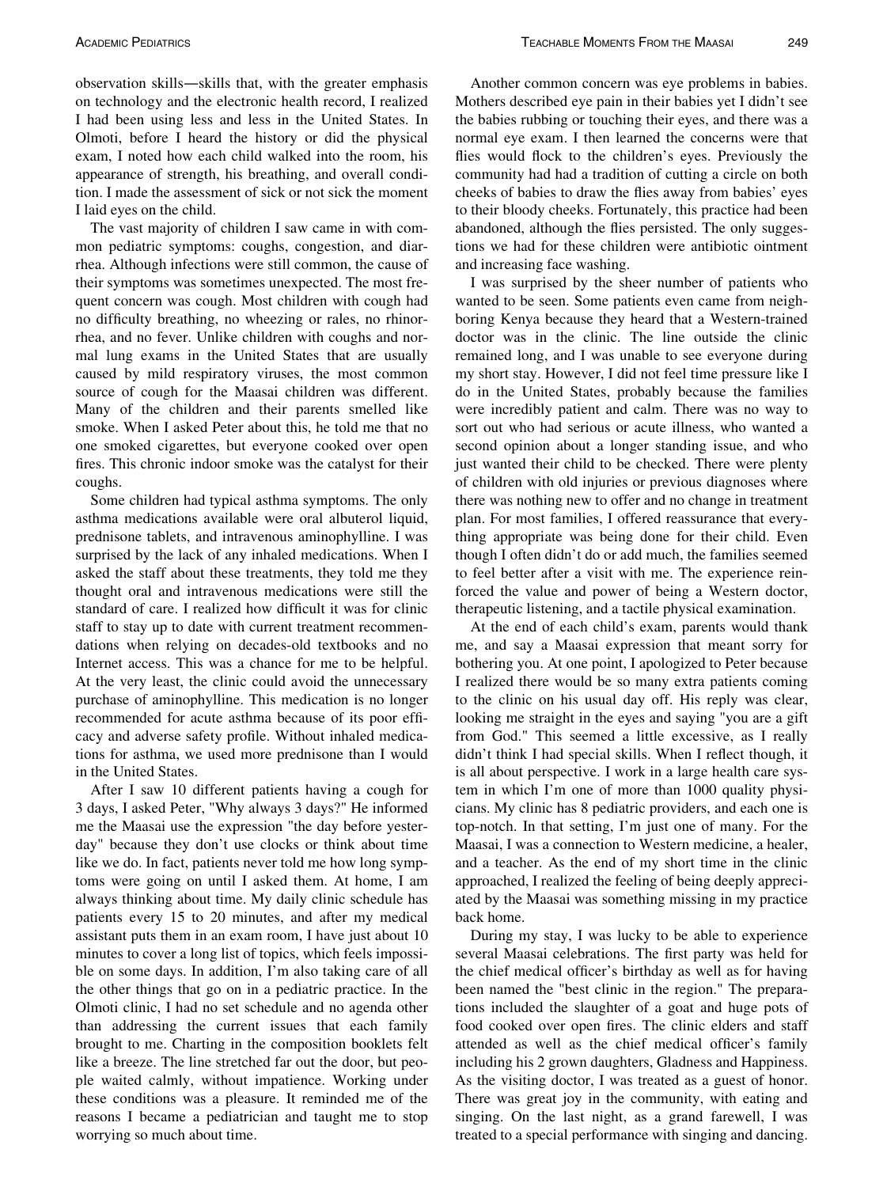observation skills—skills that, with the greater emphasis on technology and the electronic health record, I realized I had been using less and less in the United States. In Olmoti, before I heard the history or did the physical exam, I noted how each child walked into the room, his appearance of strength, his breathing, and overall condition. I made the assessment of sick or not sick the moment I laid eyes on the child.

The vast majority of children I saw came in with common pediatric symptoms: coughs, congestion, and diarrhea. Although infections were still common, the cause of their symptoms was sometimes unexpected. The most frequent concern was cough. Most children with cough had no difficulty breathing, no wheezing or rales, no rhinorrhea, and no fever. Unlike children with coughs and normal lung exams in the United States that are usually caused by mild respiratory viruses, the most common source of cough for the Maasai children was different. Many of the children and their parents smelled like smoke. When I asked Peter about this, he told me that no one smoked cigarettes, but everyone cooked over open fires. This chronic indoor smoke was the catalyst for their coughs.

Some children had typical asthma symptoms. The only asthma medications available were oral albuterol liquid, prednisone tablets, and intravenous aminophylline. I was surprised by the lack of any inhaled medications. When I asked the staff about these treatments, they told me they thought oral and intravenous medications were still the standard of care. I realized how difficult it was for clinic staff to stay up to date with current treatment recommendations when relying on decades-old textbooks and no Internet access. This was a chance for me to be helpful. At the very least, the clinic could avoid the unnecessary purchase of aminophylline. This medication is no longer recommended for acute asthma because of its poor efficacy and adverse safety profile. Without inhaled medications for asthma, we used more prednisone than I would in the United States.

After I saw 10 different patients having a cough for 3 days, I asked Peter, "Why always 3 days?" He informed me the Maasai use the expression "the day before yesterday" because they don't use clocks or think about time like we do. In fact, patients never told me how long symptoms were going on until I asked them. At home, I am always thinking about time. My daily clinic schedule has patients every 15 to 20 minutes, and after my medical assistant puts them in an exam room, I have just about 10 minutes to cover a long list of topics, which feels impossible on some days. In addition, I'm also taking care of all the other things that go on in a pediatric practice. In the Olmoti clinic, I had no set schedule and no agenda other than addressing the current issues that each family brought to me. Charting in the composition booklets felt like a breeze. The line stretched far out the door, but people waited calmly, without impatience. Working under these conditions was a pleasure. It reminded me of the reasons I became a pediatrician and taught me to stop worrying so much about time.

Another common concern was eye problems in babies. Mothers described eye pain in their babies yet I didn't see the babies rubbing or touching their eyes, and there was a normal eye exam. I then learned the concerns were that flies would flock to the children's eyes. Previously the community had had a tradition of cutting a circle on both cheeks of babies to draw the flies away from babies' eyes to their bloody cheeks. Fortunately, this practice had been abandoned, although the flies persisted. The only suggestions we had for these children were antibiotic ointment and increasing face washing.

I was surprised by the sheer number of patients who wanted to be seen. Some patients even came from neighboring Kenya because they heard that a Western-trained doctor was in the clinic. The line outside the clinic remained long, and I was unable to see everyone during my short stay. However, I did not feel time pressure like I do in the United States, probably because the families were incredibly patient and calm. There was no way to sort out who had serious or acute illness, who wanted a second opinion about a longer standing issue, and who just wanted their child to be checked. There were plenty of children with old injuries or previous diagnoses where there was nothing new to offer and no change in treatment plan. For most families, I offered reassurance that everything appropriate was being done for their child. Even though I often didn't do or add much, the families seemed to feel better after a visit with me. The experience reinforced the value and power of being a Western doctor, therapeutic listening, and a tactile physical examination.

At the end of each child's exam, parents would thank me, and say a Maasai expression that meant sorry for bothering you. At one point, I apologized to Peter because I realized there would be so many extra patients coming to the clinic on his usual day off. His reply was clear, looking me straight in the eyes and saying "you are a gift from God." This seemed a little excessive, as I really didn't think I had special skills. When I reflect though, it is all about perspective. I work in a large health care system in which I'm one of more than 1000 quality physicians. My clinic has 8 pediatric providers, and each one is top-notch. In that setting, I'm just one of many. For the Maasai, I was a connection to Western medicine, a healer, and a teacher. As the end of my short time in the clinic approached, I realized the feeling of being deeply appreciated by the Maasai was something missing in my practice back home.

During my stay, I was lucky to be able to experience several Maasai celebrations. The first party was held for the chief medical officer's birthday as well as for having been named the "best clinic in the region." The preparations included the slaughter of a goat and huge pots of food cooked over open fires. The clinic elders and staff attended as well as the chief medical officer's family including his 2 grown daughters, Gladness and Happiness. As the visiting doctor, I was treated as a guest of honor. There was great joy in the community, with eating and singing. On the last night, as a grand farewell, I was treated to a special performance with singing and dancing.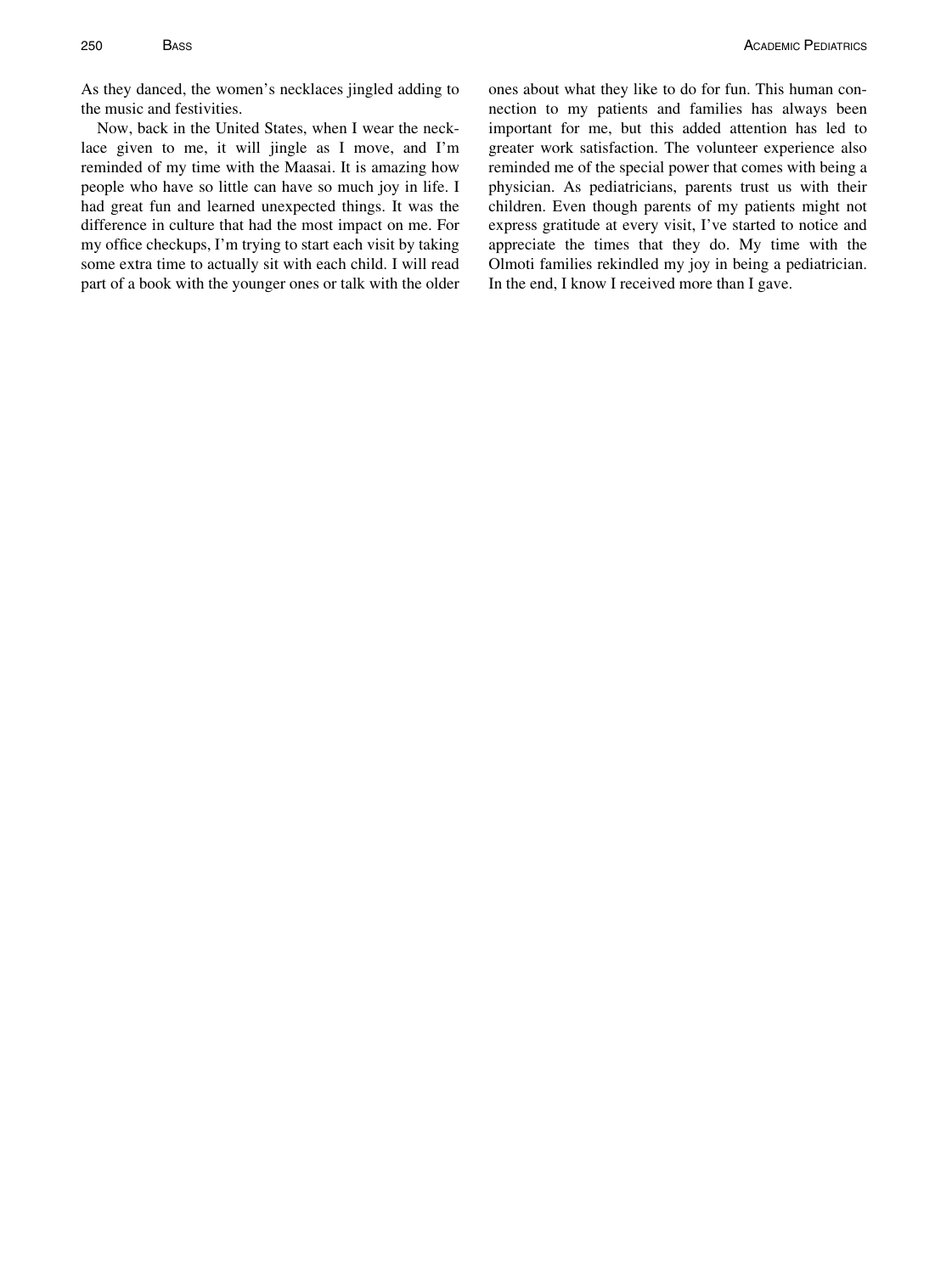As they danced, the women's necklaces jingled adding to the music and festivities.

Now, back in the United States, when I wear the necklace given to me, it will jingle as I move, and I'm reminded of my time with the Maasai. It is amazing how people who have so little can have so much joy in life. I had great fun and learned unexpected things. It was the difference in culture that had the most impact on me. For my office checkups, I'm trying to start each visit by taking some extra time to actually sit with each child. I will read part of a book with the younger ones or talk with the older ones about what they like to do for fun. This human connection to my patients and families has always been important for me, but this added attention has led to greater work satisfaction. The volunteer experience also reminded me of the special power that comes with being a physician. As pediatricians, parents trust us with their children. Even though parents of my patients might not express gratitude at every visit, I've started to notice and appreciate the times that they do. My time with the Olmoti families rekindled my joy in being a pediatrician. In the end, I know I received more than I gave.